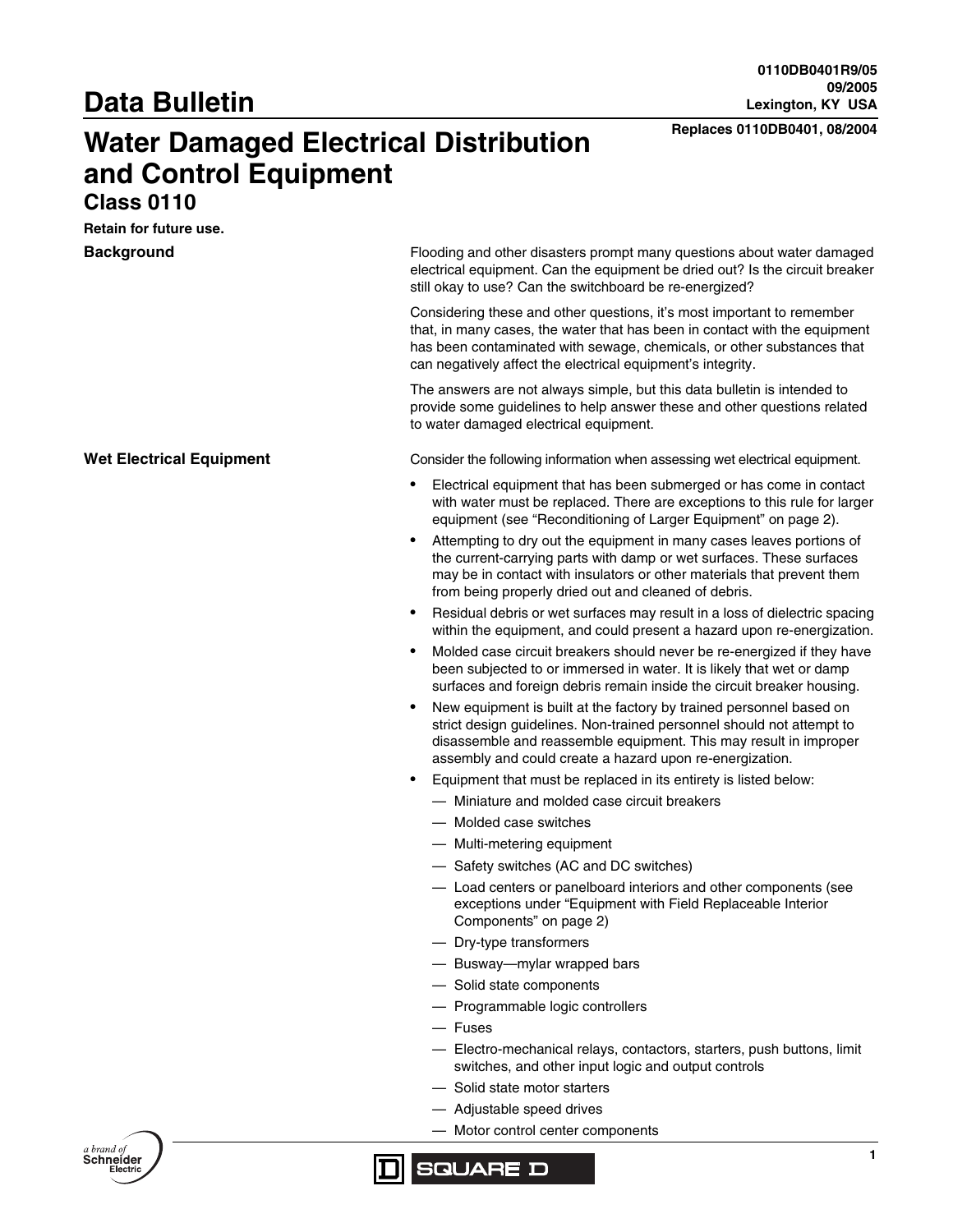0110DB0401R9/05
09/2005
Lexington, KY USA

Replaces 0110DB0401, 08/2004

# Data Bulletin

# Water Damaged Electrical Distribution and Control Equipment

## Class 0110

**Retain for future use.**

### Background

Flooding and other disasters prompt many questions about water damaged electrical equipment. Can the equipment be dried out? Is the circuit breaker still okay to use? Can the switchboard be re-energized?

Considering these and other questions, it's most important to remember that, in many cases, the water that has been in contact with the equipment has been contaminated with sewage, chemicals, or other substances that can negatively affect the electrical equipment's integrity.

The answers are not always simple, but this data bulletin is intended to provide some guidelines to help answer these and other questions related to water damaged electrical equipment.

### Wet Electrical Equipment

Consider the following information when assessing wet electrical equipment.

- Electrical equipment that has been submerged or has come in contact with water must be replaced. There are exceptions to this rule for larger equipment (see "Reconditioning of Larger Equipment" on page 2).
- Attempting to dry out the equipment in many cases leaves portions of the current-carrying parts with damp or wet surfaces. These surfaces may be in contact with insulators or other materials that prevent them from being properly dried out and cleaned of debris.
- Residual debris or wet surfaces may result in a loss of dielectric spacing within the equipment, and could present a hazard upon re-energization.
- Molded case circuit breakers should never be re-energized if they have been subjected to or immersed in water. It is likely that wet or damp surfaces and foreign debris remain inside the circuit breaker housing.
- New equipment is built at the factory by trained personnel based on strict design guidelines. Non-trained personnel should not attempt to disassemble and reassemble equipment. This may result in improper assembly and could create a hazard upon re-energization.
- Equipment that must be replaced in its entirety is listed below:
  - Miniature and molded case circuit breakers
  - Molded case switches
  - Multi-metering equipment
  - Safety switches (AC and DC switches)
  - Load centers or panelboard interiors and other components (see exceptions under "Equipment with Field Replaceable Interior Components" on page 2)
  - Dry-type transformers
  - Busway—mylar wrapped bars
  - Solid state components
  - Programmable logic controllers
  - Fuses
  - Electro-mechanical relays, contactors, starters, push buttons, limit switches, and other input logic and output controls
  - Solid state motor starters
  - Adjustable speed drives
  - Motor control center components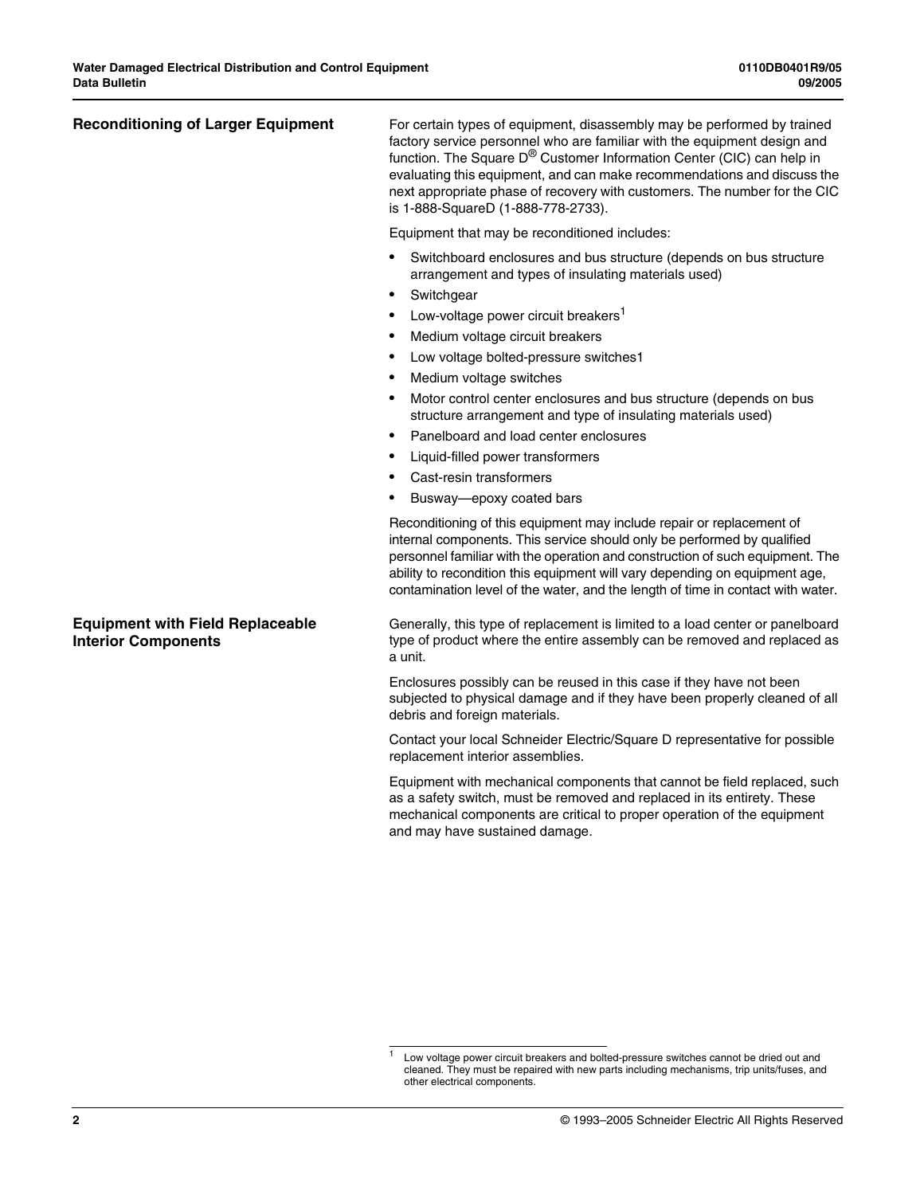## Reconditioning of Larger Equipment

For certain types of equipment, disassembly may be performed by trained factory service personnel who are familiar with the equipment design and function. The Square D® Customer Information Center (CIC) can help in evaluating this equipment, and can make recommendations and discuss the next appropriate phase of recovery with customers. The number for the CIC is 1-888-SquareD (1-888-778-2733).

Equipment that may be reconditioned includes:

- Switchboard enclosures and bus structure (depends on bus structure arrangement and types of insulating materials used)
- Switchgear
- Low-voltage power circuit breakers[1]
- Medium voltage circuit breakers
- Low voltage bolted-pressure switches1
- Medium voltage switches
- Motor control center enclosures and bus structure (depends on bus structure arrangement and type of insulating materials used)
- Panelboard and load center enclosures
- Liquid-filled power transformers
- Cast-resin transformers
- Busway—epoxy coated bars

Reconditioning of this equipment may include repair or replacement of internal components. This service should only be performed by qualified personnel familiar with the operation and construction of such equipment. The ability to recondition this equipment will vary depending on equipment age, contamination level of the water, and the length of time in contact with water.

## Equipment with Field Replaceable Interior Components

Generally, this type of replacement is limited to a load center or panelboard type of product where the entire assembly can be removed and replaced as a unit.

Enclosures possibly can be reused in this case if they have not been subjected to physical damage and if they have been properly cleaned of all debris and foreign materials.

Contact your local Schneider Electric/Square D representative for possible replacement interior assemblies.

Equipment with mechanical components that cannot be field replaced, such as a safety switch, must be removed and replaced in its entirety. These mechanical components are critical to proper operation of the equipment and may have sustained damage.

---

[1] Low voltage power circuit breakers and bolted-pressure switches cannot be dried out and cleaned. They must be repaired with new parts including mechanisms, trip units/fuses, and other electrical components.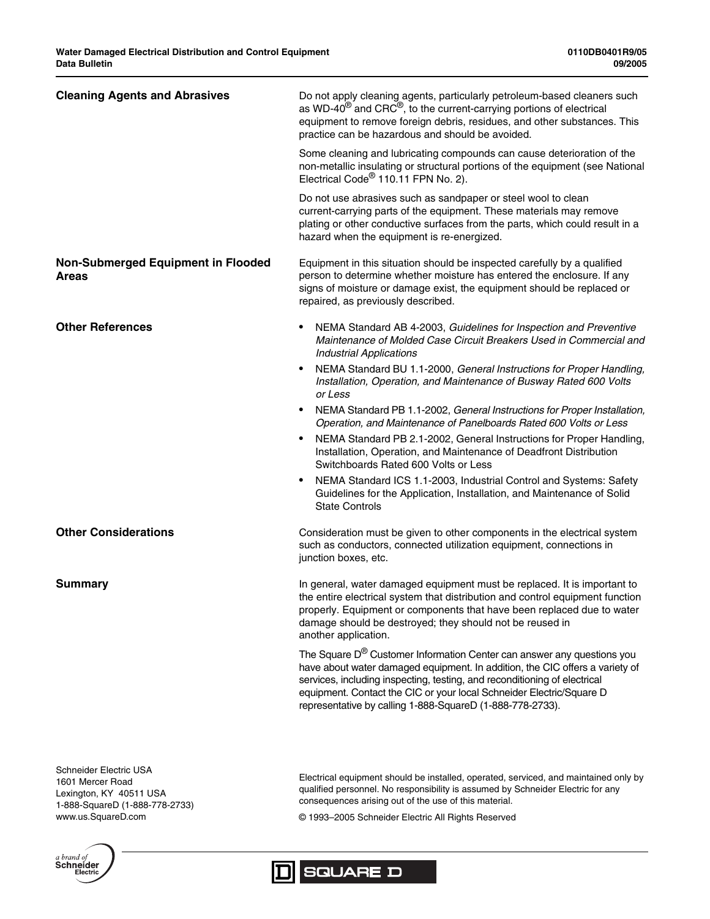## Cleaning Agents and Abrasives

Do not apply cleaning agents, particularly petroleum-based cleaners such as WD-40® and CRC®, to the current-carrying portions of electrical equipment to remove foreign debris, residues, and other substances. This practice can be hazardous and should be avoided.

Some cleaning and lubricating compounds can cause deterioration of the non-metallic insulating or structural portions of the equipment (see National Electrical Code® 110.11 FPN No. 2).

Do not use abrasives such as sandpaper or steel wool to clean current-carrying parts of the equipment. These materials may remove plating or other conductive surfaces from the parts, which could result in a hazard when the equipment is re-energized.

## Non-Submerged Equipment in Flooded Areas

Equipment in this situation should be inspected carefully by a qualified person to determine whether moisture has entered the enclosure. If any signs of moisture or damage exist, the equipment should be replaced or repaired, as previously described.

## Other References

- NEMA Standard AB 4-2003, *Guidelines for Inspection and Preventive Maintenance of Molded Case Circuit Breakers Used in Commercial and Industrial Applications*
- NEMA Standard BU 1.1-2000, *General Instructions for Proper Handling, Installation, Operation, and Maintenance of Busway Rated 600 Volts or Less*
- NEMA Standard PB 1.1-2002, *General Instructions for Proper Installation, Operation, and Maintenance of Panelboards Rated 600 Volts or Less*
- NEMA Standard PB 2.1-2002, General Instructions for Proper Handling, Installation, Operation, and Maintenance of Deadfront Distribution Switchboards Rated 600 Volts or Less
- NEMA Standard ICS 1.1-2003, Industrial Control and Systems: Safety Guidelines for the Application, Installation, and Maintenance of Solid State Controls

## Other Considerations

Consideration must be given to other components in the electrical system such as conductors, connected utilization equipment, connections in junction boxes, etc.

## Summary

In general, water damaged equipment must be replaced. It is important to the entire electrical system that distribution and control equipment function properly. Equipment or components that have been replaced due to water damage should be destroyed; they should not be reused in another application.

The Square D® Customer Information Center can answer any questions you have about water damaged equipment. In addition, the CIC offers a variety of services, including inspecting, testing, and reconditioning of electrical equipment. Contact the CIC or your local Schneider Electric/Square D representative by calling 1-888-SquareD (1-888-778-2733).

Schneider Electric USA
1601 Mercer Road
Lexington, KY 40511 USA
1-888-SquareD (1-888-778-2733)
www.us.SquareD.com

Electrical equipment should be installed, operated, serviced, and maintained only by qualified personnel. No responsibility is assumed by Schneider Electric for any consequences arising out of the use of this material.

© 1993–2005 Schneider Electric All Rights Reserved